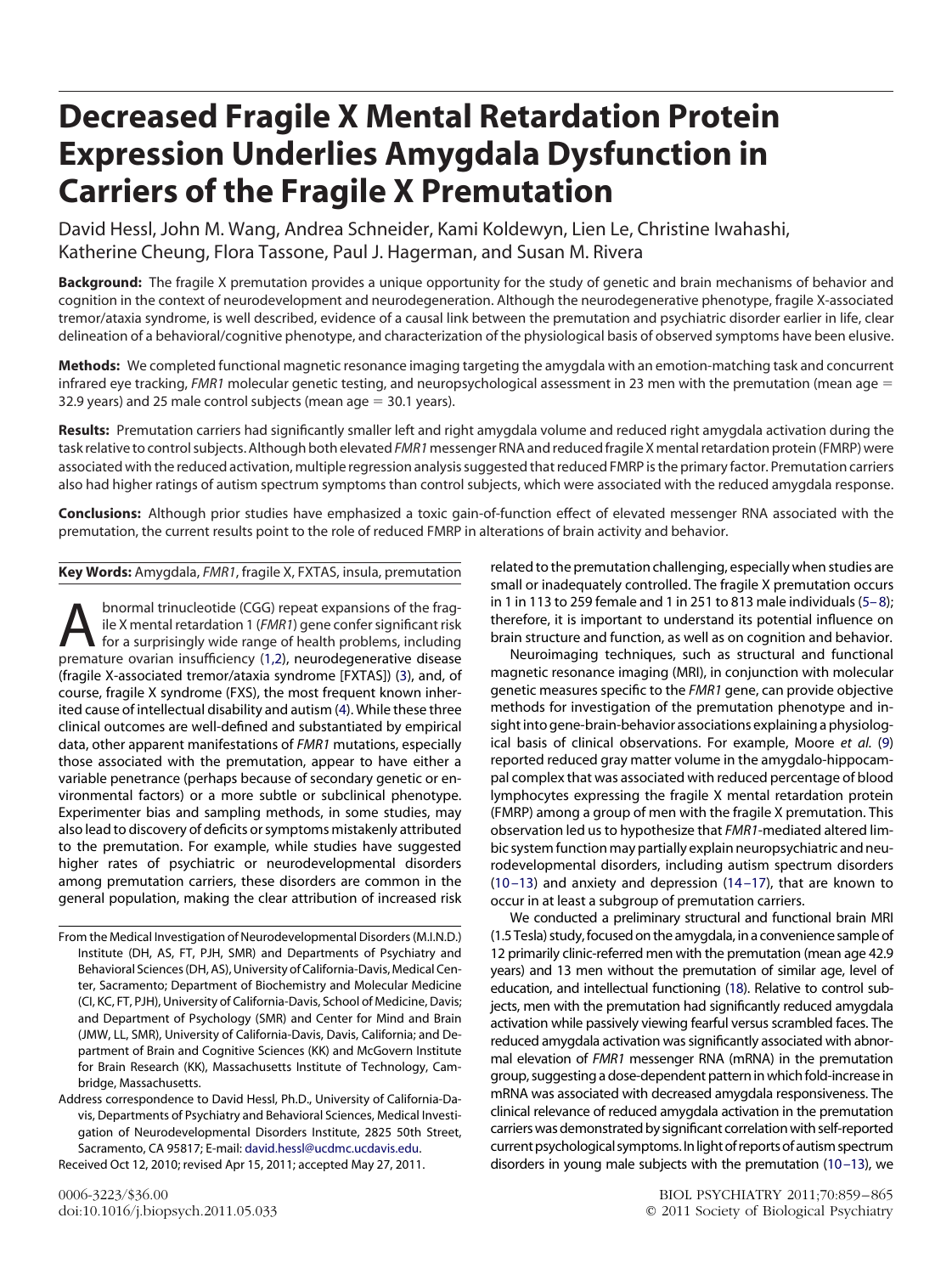# Decreased Fragile X Mental Retardation Protein Expression Underlies Amygdala Dysfunction in Carriers of the Fragile X Premutation

David Hessl, John M. Wang, Andrea Schneider, Kami Koldewyn, Lien Le, Christine Iwahashi, Katherine Cheung, Flora Tassone, Paul J. Hagerman, and Susan M. Rivera

**Background:** The fragile X premutation provides a unique opportunity for the study of genetic and brain mechanisms of behavior and cognition in the context of neurodevelopment and neurodegeneration. Although the neurodegenerative phenotype, fragile X-associated tremor/ataxia syndrome, is well described, evidence of a causal link between the premutation and psychiatric disorder earlier in life, clear delineation of a behavioral/cognitive phenotype, and characterization of the physiological basis of observed symptoms have been elusive.

**Methods:** We completed functional magnetic resonance imaging targeting the amygdala with an emotion-matching task and concurrent infrared eye tracking, *FMR1* molecular genetic testing, and neuropsychological assessment in 23 men with the premutation (mean age = 32.9 years) and 25 male control subjects (mean age = 30.1 years).

**Results:** Premutation carriers had significantly smaller left and right amygdala volume and reduced right amygdala activation during the task relative to control subjects. Although both elevated *FMR1* messenger RNA and reduced fragile X mental retardation protein (FMRP) were associated with the reduced activation, multiple regression analysis suggested that reduced FMRP is the primary factor. Premutation carriers also had higher ratings of autism spectrum symptoms than control subjects, which were associated with the reduced amygdala response.

**Conclusions:** Although prior studies have emphasized a toxic gain-of-function effect of elevated messenger RNA associated with the premutation, the current results point to the role of reduced FMRP in alterations of brain activity and behavior.

**Key Words:** Amygdala, *FMR1*, fragile X, FXTAS, insula, premutation

Abnormal trinucleotide (CGG) repeat expansions of the fragile X mental retardation 1 (*FMR1*) gene confer significant risk for a surprisingly wide range of health problems, including premature ovarian insufficiency (1,2), neurodegenerative disease (fragile X-associated tremor/ataxia syndrome [FXTAS]) (3), and, of course, fragile X syndrome (FXS), the most frequent known inherited cause of intellectual disability and autism (4). While these three clinical outcomes are well-defined and substantiated by empirical data, other apparent manifestations of *FMR1* mutations, especially those associated with the premutation, appear to have either a variable penetrance (perhaps because of secondary genetic or environmental factors) or a more subtle or subclinical phenotype. Experimenter bias and sampling methods, in some studies, may also lead to discovery of deficits or symptoms mistakenly attributed to the premutation. For example, while studies have suggested higher rates of psychiatric or neurodevelopmental disorders among premutation carriers, these disorders are common in the general population, making the clear attribution of increased risk related to the premutation challenging, especially when studies are small or inadequately controlled. The fragile X premutation occurs in 1 in 113 to 259 female and 1 in 251 to 813 male individuals (5–8); therefore, it is important to understand its potential influence on brain structure and function, as well as on cognition and behavior.

Neuroimaging techniques, such as structural and functional magnetic resonance imaging (MRI), in conjunction with molecular genetic measures specific to the *FMR1* gene, can provide objective methods for investigation of the premutation phenotype and insight into gene-brain-behavior associations explaining a physiological basis of clinical observations. For example, Moore *et al.* (9) reported reduced gray matter volume in the amygdalo-hippocampal complex that was associated with reduced percentage of blood lymphocytes expressing the fragile X mental retardation protein (FMRP) among a group of men with the fragile X premutation. This observation led us to hypothesize that *FMR1*-mediated altered limbic system function may partially explain neuropsychiatric and neurodevelopmental disorders, including autism spectrum disorders (10–13) and anxiety and depression (14–17), that are known to occur in at least a subgroup of premutation carriers.

We conducted a preliminary structural and functional brain MRI (1.5 Tesla) study, focused on the amygdala, in a convenience sample of 12 primarily clinic-referred men with the premutation (mean age 42.9 years) and 13 men without the premutation of similar age, level of education, and intellectual functioning (18). Relative to control subjects, men with the premutation had significantly reduced amygdala activation while passively viewing fearful versus scrambled faces. The reduced amygdala activation was significantly associated with abnormal elevation of *FMR1* messenger RNA (mRNA) in the premutation group, suggesting a dose-dependent pattern in which fold-increase in mRNA was associated with decreased amygdala responsiveness. The clinical relevance of reduced amygdala activation in the premutation carriers was demonstrated by significant correlation with self-reported current psychological symptoms. In light of reports of autism spectrum disorders in young male subjects with the premutation (10–13), we

From the Medical Investigation of Neurodevelopmental Disorders (M.I.N.D.) Institute (DH, AS, FT, PJH, SMR) and Departments of Psychiatry and Behavioral Sciences (DH, AS), University of California-Davis, Medical Center, Sacramento; Department of Biochemistry and Molecular Medicine (CI, KC, FT, PJH), University of California-Davis, School of Medicine, Davis; and Department of Psychology (SMR) and Center for Mind and Brain (JMW, LL, SMR), University of California-Davis, Davis, California; and Department of Brain and Cognitive Sciences (KK) and McGovern Institute for Brain Research (KK), Massachusetts Institute of Technology, Cambridge, Massachusetts.

Address correspondence to David Hessl, Ph.D., University of California-Davis, Departments of Psychiatry and Behavioral Sciences, Medical Investigation of Neurodevelopmental Disorders Institute, 2825 50th Street, Sacramento, CA 95817; E-mail: david.hessl@ucdmc.ucdavis.edu.

Received Oct 12, 2010; revised Apr 15, 2011; accepted May 27, 2011.

0006-3223/$36.00
doi:10.1016/j.biopsych.2011.05.033

© 2011 Society of Biological Psychiatry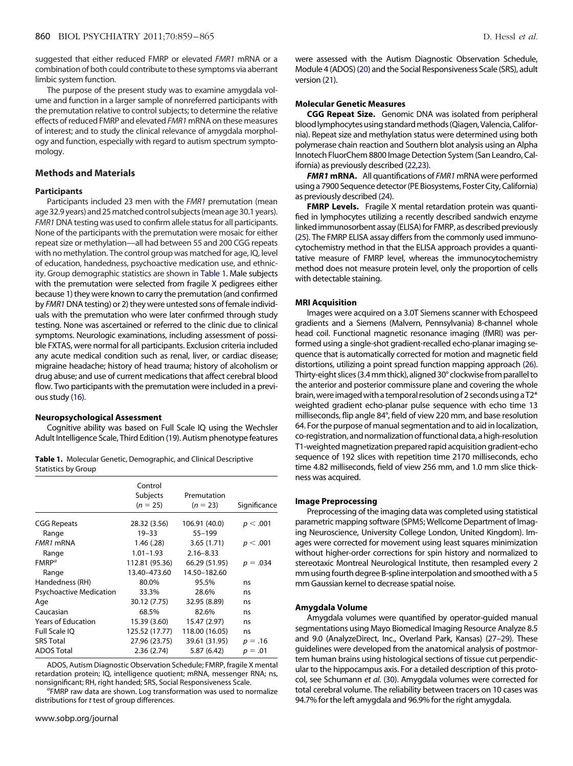suggested that either reduced FMRP or elevated *FMR1* mRNA or a combination of both could contribute to these symptoms via aberrant limbic system function.

The purpose of the present study was to examine amygdala volume and function in a larger sample of nonreferred participants with the premutation relative to control subjects; to determine the relative effects of reduced FMRP and elevated *FMR1* mRNA on these measures of interest; and to study the clinical relevance of amygdala morphology and function, especially with regard to autism spectrum symptomology.

## Methods and Materials

### Participants

Participants included 23 men with the *FMR1* premutation (mean age 32.9 years) and 25 matched control subjects (mean age 30.1 years). *FMR1* DNA testing was used to confirm allele status for all participants. None of the participants with the premutation were mosaic for either repeat size or methylation—all had between 55 and 200 CGG repeats with no methylation. The control group was matched for age, IQ, level of education, handedness, psychoactive medication use, and ethnicity. Group demographic statistics are shown in Table 1. Male subjects with the premutation were selected from fragile X pedigrees either because 1) they were known to carry the premutation (and confirmed by *FMR1* DNA testing) or 2) they were untested sons of female individuals with the premutation who were later confirmed through study testing. None was ascertained or referred to the clinic due to clinical symptoms. Neurologic examinations, including assessment of possible FXTAS, were normal for all participants. Exclusion criteria included any acute medical condition such as renal, liver, or cardiac disease; migraine headache; history of head trauma; history of alcoholism or drug abuse; and use of current medications that affect cerebral blood flow. Two participants with the premutation were included in a previous study (16).

### Neuropsychological Assessment

Cognitive ability was based on Full Scale IQ using the Wechsler Adult Intelligence Scale, Third Edition (19). Autism phenotype features were assessed with the Autism Diagnostic Observation Schedule, Module 4 (ADOS) (20) and the Social Responsiveness Scale (SRS), adult version (21).

**Table 1.** Molecular Genetic, Demographic, and Clinical Descriptive Statistics by Group

| | Control Subjects ($n = 25$) | Premutation ($n = 23$) | Significance |
|---|---|---|---|
| CGG Repeats | 28.32 (3.56) | 106.91 (40.0) | $p < .001$ |
| Range | 19–33 | 55–199 | |
| *FMR1* mRNA | 1.46 (.28) | 3.65 (1.71) | $p < .001$ |
| Range | 1.01–1.93 | 2.16–8.33 | |
| FMRP[a] | 112.81 (95.36) | 66.29 (51.95) | $p = .034$ |
| Range | 13.40–473.60 | 14.50–182.60 | |
| Handedness (RH) | 80.0% | 95.5% | ns |
| Psychoactive Medication | 33.3% | 28.6% | ns |
| Age | 30.12 (7.75) | 32.95 (8.89) | ns |
| Caucasian | 68.5% | 82.6% | ns |
| Years of Education | 15.39 (3.60) | 15.47 (2.97) | ns |
| Full Scale IQ | 125.52 (17.77) | 118.00 (16.05) | ns |
| SRS Total | 27.96 (23.75) | 39.61 (31.95) | $p = .16$ |
| ADOS Total | 2.36 (2.74) | 5.87 (6.42) | $p = .01$ |

ADOS, Autism Diagnostic Observation Schedule; FMRP, fragile X mental retardation protein; IQ, intelligence quotient; mRNA, messenger RNA; ns, nonsignificant; RH, right handed; SRS, Social Responsiveness Scale.

[a]FMRP raw data are shown. Log transformation was used to normalize distributions for *t* test of group differences.

### Molecular Genetic Measures

**CGG Repeat Size.** Genomic DNA was isolated from peripheral blood lymphocytes using standard methods (Qiagen, Valencia, California). Repeat size and methylation status were determined using both polymerase chain reaction and Southern blot analysis using an Alpha Innotech FluorChem 8800 Image Detection System (San Leandro, California) as previously described (22,23).

***FMR1* mRNA.** All quantifications of *FMR1* mRNA were performed using a 7900 Sequence detector (PE Biosystems, Foster City, California) as previously described (24).

**FMRP Levels.** Fragile X mental retardation protein was quantified in lymphocytes utilizing a recently described sandwich enzyme linked immunosorbent assay (ELISA) for FMRP, as described previously (25). The FMRP ELISA assay differs from the commonly used immunocytochemistry method in that the ELISA approach provides a quantitative measure of FMRP level, whereas the immunocytochemistry method does not measure protein level, only the proportion of cells with detectable staining.

### MRI Acquisition

Images were acquired on a 3.0T Siemens scanner with Echospeed gradients and a Siemens (Malvern, Pennsylvania) 8-channel whole head coil. Functional magnetic resonance imaging (fMRI) was performed using a single-shot gradient-recalled echo-planar imaging sequence that is automatically corrected for motion and magnetic field distortions, utilizing a point spread function mapping approach (26). Thirty-eight slices (3.4 mm thick), aligned 30° clockwise from parallel to the anterior and posterior commissure plane and covering the whole brain, were imaged with a temporal resolution of 2 seconds using a T2* weighted gradient echo-planar pulse sequence with echo time 13 milliseconds, flip angle 84°, field of view 220 mm, and base resolution 64. For the purpose of manual segmentation and to aid in localization, co-registration, and normalization of functional data, a high-resolution T1-weighted magnetization prepared rapid acquisition gradient-echo sequence of 192 slices with repetition time 2170 milliseconds, echo time 4.82 milliseconds, field of view 256 mm, and 1.0 mm slice thickness was acquired.

### Image Preprocessing

Preprocessing of the imaging data was completed using statistical parametric mapping software (SPM5; Wellcome Department of Imaging Neuroscience, University College London, United Kingdom). Images were corrected for movement using least squares minimization without higher-order corrections for spin history and normalized to stereotaxic Montreal Neurological Institute, then resampled every 2 mm using fourth degree B-spline interpolation and smoothed with a 5 mm Gaussian kernel to decrease spatial noise.

### Amygdala Volume

Amygdala volumes were quantified by operator-guided manual segmentations using Mayo Biomedical Imaging Resource Analyze 8.5 and 9.0 (AnalyzeDirect, Inc., Overland Park, Kansas) (27–29). These guidelines were developed from the anatomical analysis of postmortem human brains using histological sections of tissue cut perpendicular to the hippocampus axis. For a detailed description of this protocol, see Schumann *et al.* (30). Amygdala volumes were corrected for total cerebral volume. The reliability between tracers on 10 cases was 94.7% for the left amygdala and 96.9% for the right amygdala.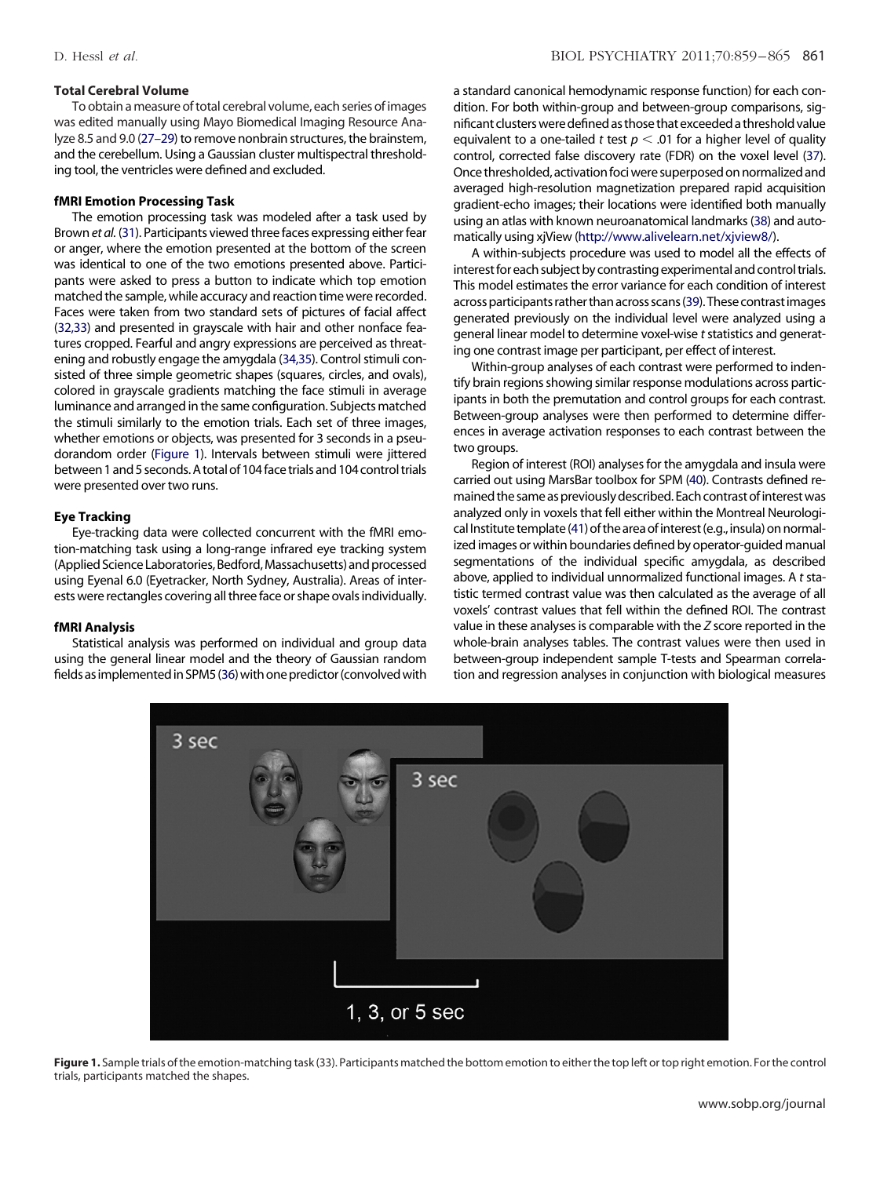### Total Cerebral Volume

To obtain a measure of total cerebral volume, each series of images was edited manually using Mayo Biomedical Imaging Resource Analyze 8.5 and 9.0 (27–29) to remove nonbrain structures, the brainstem, and the cerebellum. Using a Gaussian cluster multispectral thresholding tool, the ventricles were defined and excluded.

### fMRI Emotion Processing Task

The emotion processing task was modeled after a task used by Brown *et al.* (31). Participants viewed three faces expressing either fear or anger, where the emotion presented at the bottom of the screen was identical to one of the two emotions presented above. Participants were asked to press a button to indicate which top emotion matched the sample, while accuracy and reaction time were recorded. Faces were taken from two standard sets of pictures of facial affect (32,33) and presented in grayscale with hair and other nonface features cropped. Fearful and angry expressions are perceived as threatening and robustly engage the amygdala (34,35). Control stimuli consisted of three simple geometric shapes (squares, circles, and ovals), colored in grayscale gradients matching the face stimuli in average luminance and arranged in the same configuration. Subjects matched the stimuli similarly to the emotion trials. Each set of three images, whether emotions or objects, was presented for 3 seconds in a pseudorandom order (Figure 1). Intervals between stimuli were jittered between 1 and 5 seconds. A total of 104 face trials and 104 control trials were presented over two runs.

### Eye Tracking

Eye-tracking data were collected concurrent with the fMRI emotion-matching task using a long-range infrared eye tracking system (Applied Science Laboratories, Bedford, Massachusetts) and processed using Eyenal 6.0 (Eyetracker, North Sydney, Australia). Areas of interests were rectangles covering all three face or shape ovals individually.

### fMRI Analysis

Statistical analysis was performed on individual and group data using the general linear model and the theory of Gaussian random fields as implemented in SPM5 (36) with one predictor (convolved with a standard canonical hemodynamic response function) for each condition. For both within-group and between-group comparisons, significant clusters were defined as those that exceeded a threshold value equivalent to a one-tailed *t* test $p < .01$ for a higher level of quality control, corrected false discovery rate (FDR) on the voxel level (37). Once thresholded, activation foci were superposed on normalized and averaged high-resolution magnetization prepared rapid acquisition gradient-echo images; their locations were identified both manually using an atlas with known neuroanatomical landmarks (38) and automatically using xjView (http://www.alivelearn.net/xjview8/).

A within-subjects procedure was used to model all the effects of interest for each subject by contrasting experimental and control trials. This model estimates the error variance for each condition of interest across participants rather than across scans (39). These contrast images generated previously on the individual level were analyzed using a general linear model to determine voxel-wise *t* statistics and generating one contrast image per participant, per effect of interest.

Within-group analyses of each contrast were performed to indentify brain regions showing similar response modulations across participants in both the premutation and control groups for each contrast. Between-group analyses were then performed to determine differences in average activation responses to each contrast between the two groups.

Region of interest (ROI) analyses for the amygdala and insula were carried out using MarsBar toolbox for SPM (40). Contrasts defined remained the same as previously described. Each contrast of interest was analyzed only in voxels that fell either within the Montreal Neurological Institute template (41) of the area of interest (e.g., insula) on normalized images or within boundaries defined by operator-guided manual segmentations of the individual specific amygdala, as described above, applied to individual unnormalized functional images. A *t* statistic termed contrast value was then calculated as the average of all voxels' contrast values that fell within the defined ROI. The contrast value in these analyses is comparable with the *Z* score reported in the whole-brain analyses tables. The contrast values were then used in between-group independent sample T-tests and Spearman correlation and regression analyses in conjunction with biological measures

**Figure 1.** Sample trials of the emotion-matching task (33). Participants matched the bottom emotion to either the top left or top right emotion. For the control trials, participants matched the shapes.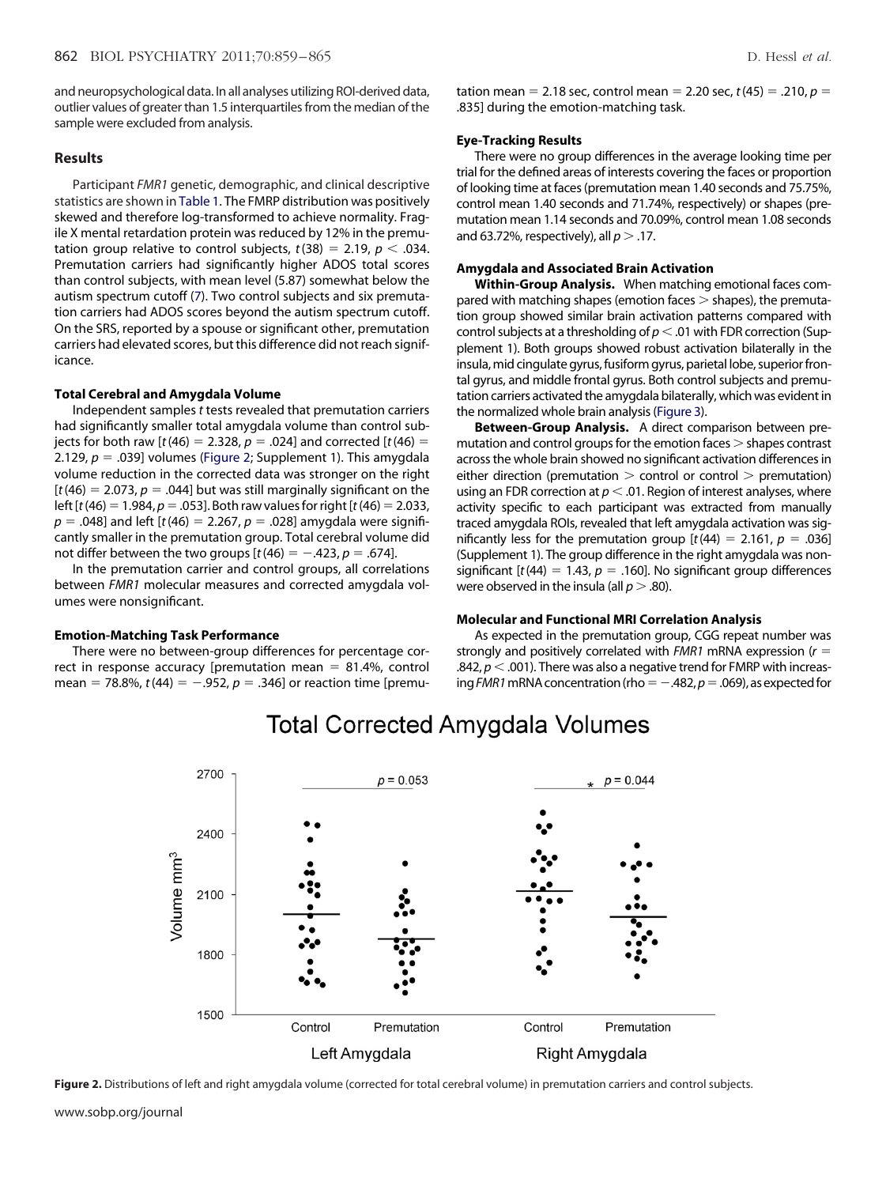and neuropsychological data. In all analyses utilizing ROI-derived data, outlier values of greater than 1.5 interquartiles from the median of the sample were excluded from analysis.

## Results

Participant *FMR1* genetic, demographic, and clinical descriptive statistics are shown in Table 1. The FMRP distribution was positively skewed and therefore log-transformed to achieve normality. Fragile X mental retardation protein was reduced by 12% in the premutation group relative to control subjects, $t(38) = 2.19$, $p < .034$. Premutation carriers had significantly higher ADOS total scores than control subjects, with mean level (5.87) somewhat below the autism spectrum cutoff (7). Two control subjects and six premutation carriers had ADOS scores beyond the autism spectrum cutoff. On the SRS, reported by a spouse or significant other, premutation carriers had elevated scores, but this difference did not reach significance.

### Total Cerebral and Amygdala Volume

Independent samples *t* tests revealed that premutation carriers had significantly smaller total amygdala volume than control subjects for both raw [$t(46) = 2.328$, $p = .024$] and corrected [$t(46) = 2.129$, $p = .039$] volumes (Figure 2; Supplement 1). This amygdala volume reduction in the corrected data was stronger on the right [$t(46) = 2.073$, $p = .044$] but was still marginally significant on the left [$t(46) = 1.984$, $p = .053$]. Both raw values for right [$t(46) = 2.033$, $p = .048$] and left [$t(46) = 2.267$, $p = .028$] amygdala were significantly smaller in the premutation group. Total cerebral volume did not differ between the two groups [$t(46) = -.423$, $p = .674$].

In the premutation carrier and control groups, all correlations between *FMR1* molecular measures and corrected amygdala volumes were nonsignificant.

### Emotion-Matching Task Performance

There were no between-group differences for percentage correct in response accuracy [premutation mean = 81.4%, control mean = 78.8%, $t(44) = -.952$, $p = .346$] or reaction time [premutation mean = 2.18 sec, control mean = 2.20 sec, $t(45) = .210$, $p = .835$] during the emotion-matching task.

### Eye-Tracking Results

There were no group differences in the average looking time per trial for the defined areas of interests covering the faces or proportion of looking time at faces (premutation mean 1.40 seconds and 75.75%, control mean 1.40 seconds and 71.74%, respectively) or shapes (premutation mean 1.14 seconds and 70.09%, control mean 1.08 seconds and 63.72%, respectively), all $p > .17$.

### Amygdala and Associated Brain Activation

**Within-Group Analysis.** When matching emotional faces compared with matching shapes (emotion faces > shapes), the premutation group showed similar brain activation patterns compared with control subjects at a thresholding of $p < .01$ with FDR correction (Supplement 1). Both groups showed robust activation bilaterally in the insula, mid cingulate gyrus, fusiform gyrus, parietal lobe, superior frontal gyrus, and middle frontal gyrus. Both control subjects and premutation carriers activated the amygdala bilaterally, which was evident in the normalized whole brain analysis (Figure 3).

**Between-Group Analysis.** A direct comparison between premutation and control groups for the emotion faces > shapes contrast across the whole brain showed no significant activation differences in either direction (premutation > control or control > premutation) using an FDR correction at $p < .01$. Region of interest analyses, where activity specific to each participant was extracted from manually traced amygdala ROIs, revealed that left amygdala activation was significantly less for the premutation group [$t(44) = 2.161$, $p = .036$] (Supplement 1). The group difference in the right amygdala was nonsignificant [$t(44) = 1.43$, $p = .160$]. No significant group differences were observed in the insula (all $p > .80$).

### Molecular and Functional MRI Correlation Analysis

As expected in the premutation group, CGG repeat number was strongly and positively correlated with *FMR1* mRNA expression ($r = .842$, $p < .001$). There was also a negative trend for FMRP with increasing *FMR1* mRNA concentration (rho = $-.482$, $p = .069$), as expected for

Figure 2. Distributions of left and right amygdala volume (corrected for total cerebral volume) in premutation carriers and control subjects.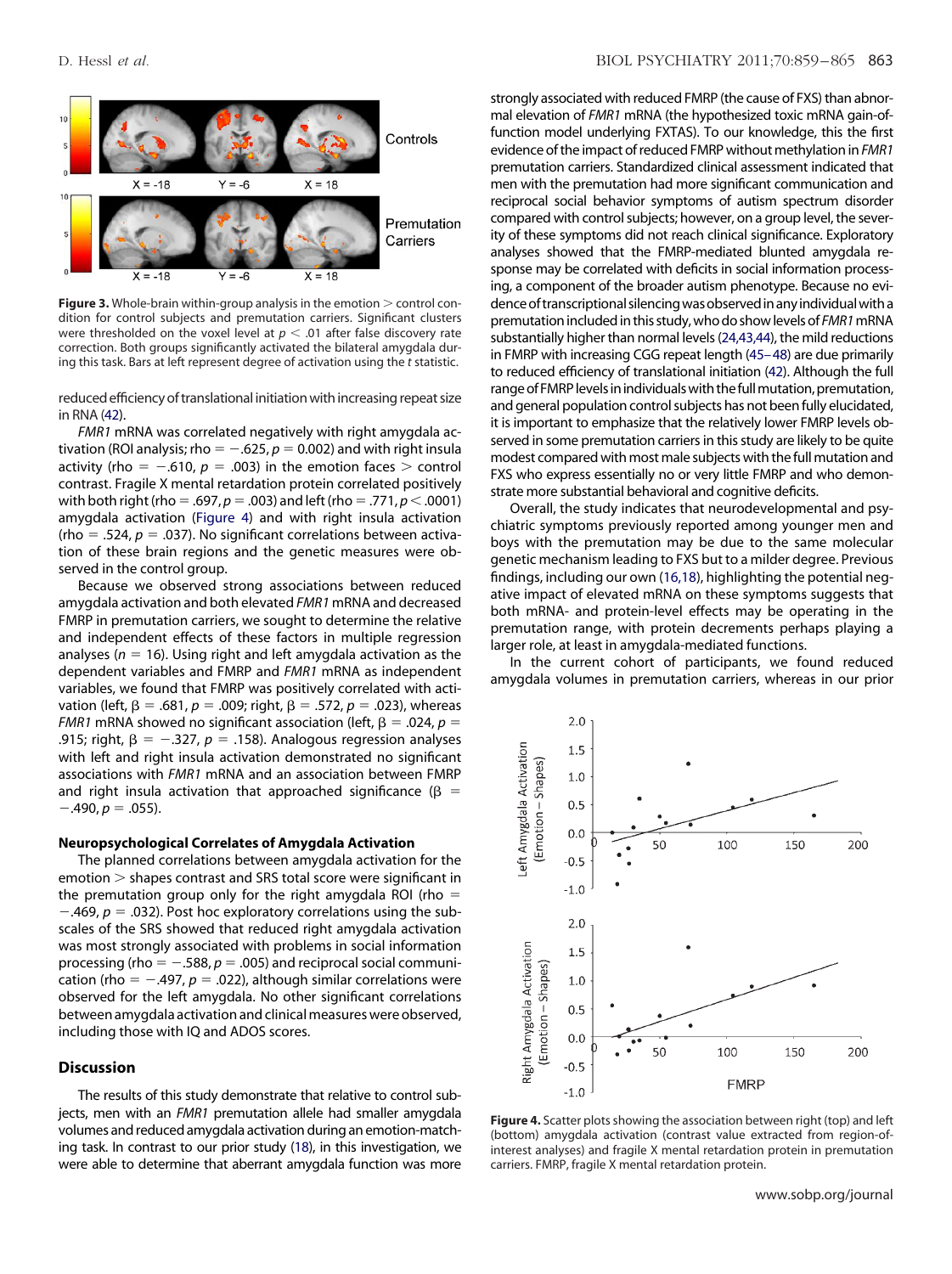Figure 3. Whole-brain within-group analysis in the emotion > control condition for control subjects and premutation carriers. Significant clusters were thresholded on the voxel level at $p < .01$ after false discovery rate correction. Both groups significantly activated the bilateral amygdala during this task. Bars at left represent degree of activation using the *t* statistic.

reduced efficiency of translational initiation with increasing repeat size in RNA (42).

*FMR1* mRNA was correlated negatively with right amygdala activation (ROI analysis; rho = −.625, $p = 0.002$) and with right insula activity (rho = −.610, $p = .003$) in the emotion faces > control contrast. Fragile X mental retardation protein correlated positively with both right (rho = .697, $p = .003$) and left (rho = .771, $p < .0001$) amygdala activation (Figure 4) and with right insula activation (rho = .524, $p = .037$). No significant correlations between activation of these brain regions and the genetic measures were observed in the control group.

Because we observed strong associations between reduced amygdala activation and both elevated *FMR1* mRNA and decreased FMRP in premutation carriers, we sought to determine the relative and independent effects of these factors in multiple regression analyses ($n = 16$). Using right and left amygdala activation as the dependent variables and FMRP and *FMR1* mRNA as independent variables, we found that FMRP was positively correlated with activation (left, $\beta = .681$, $p = .009$; right, $\beta = .572$, $p = .023$), whereas *FMR1* mRNA showed no significant association (left, $\beta = .024$, $p = .915$; right, $\beta = -.327$, $p = .158$). Analogous regression analyses with left and right insula activation demonstrated no significant associations with *FMR1* mRNA and an association between FMRP and right insula activation that approached significance ($\beta = -.490$, $p = .055$).

### Neuropsychological Correlates of Amygdala Activation

The planned correlations between amygdala activation for the emotion > shapes contrast and SRS total score were significant in the premutation group only for the right amygdala ROI (rho = −.469, $p = .032$). Post hoc exploratory correlations using the subscales of the SRS showed that reduced right amygdala activation was most strongly associated with problems in social information processing (rho = −.588, $p = .005$) and reciprocal social communication (rho = −.497, $p = .022$), although similar correlations were observed for the left amygdala. No other significant correlations between amygdala activation and clinical measures were observed, including those with IQ and ADOS scores.

## Discussion

The results of this study demonstrate that relative to control subjects, men with an *FMR1* premutation allele had smaller amygdala volumes and reduced amygdala activation during an emotion-matching task. In contrast to our prior study (18), in this investigation, we were able to determine that aberrant amygdala function was more strongly associated with reduced FMRP (the cause of FXS) than abnormal elevation of *FMR1* mRNA (the hypothesized toxic mRNA gain-of-function model underlying FXTAS). To our knowledge, this the first evidence of the impact of reduced FMRP without methylation in *FMR1* premutation carriers. Standardized clinical assessment indicated that men with the premutation had more significant communication and reciprocal social behavior symptoms of autism spectrum disorder compared with control subjects; however, on a group level, the severity of these symptoms did not reach clinical significance. Exploratory analyses showed that the FMRP-mediated blunted amygdala response may be correlated with deficits in social information processing, a component of the broader autism phenotype. Because no evidence of transcriptional silencing was observed in any individual with a premutation included in this study, who do show levels of *FMR1* mRNA substantially higher than normal levels (24,43,44), the mild reductions in FMRP with increasing CGG repeat length (45–48) are due primarily to reduced efficiency of translational initiation (42). Although the full range of FMRP levels in individuals with the full mutation, premutation, and general population control subjects has not been fully elucidated, it is important to emphasize that the relatively lower FMRP levels observed in some premutation carriers in this study are likely to be quite modest compared with most male subjects with the full mutation and FXS who express essentially no or very little FMRP and who demonstrate more substantial behavioral and cognitive deficits.

Overall, the study indicates that neurodevelopmental and psychiatric symptoms previously reported among younger men and boys with the premutation may be due to the same molecular genetic mechanism leading to FXS but to a milder degree. Previous findings, including our own (16,18), highlighting the potential negative impact of elevated mRNA on these symptoms suggests that both mRNA- and protein-level effects may be operating in the premutation range, with protein decrements perhaps playing a larger role, at least in amygdala-mediated functions.

In the current cohort of participants, we found reduced amygdala volumes in premutation carriers, whereas in our prior

Figure 4. Scatter plots showing the association between right (top) and left (bottom) amygdala activation (contrast value extracted from region-of-interest analyses) and fragile X mental retardation protein in premutation carriers. FMRP, fragile X mental retardation protein.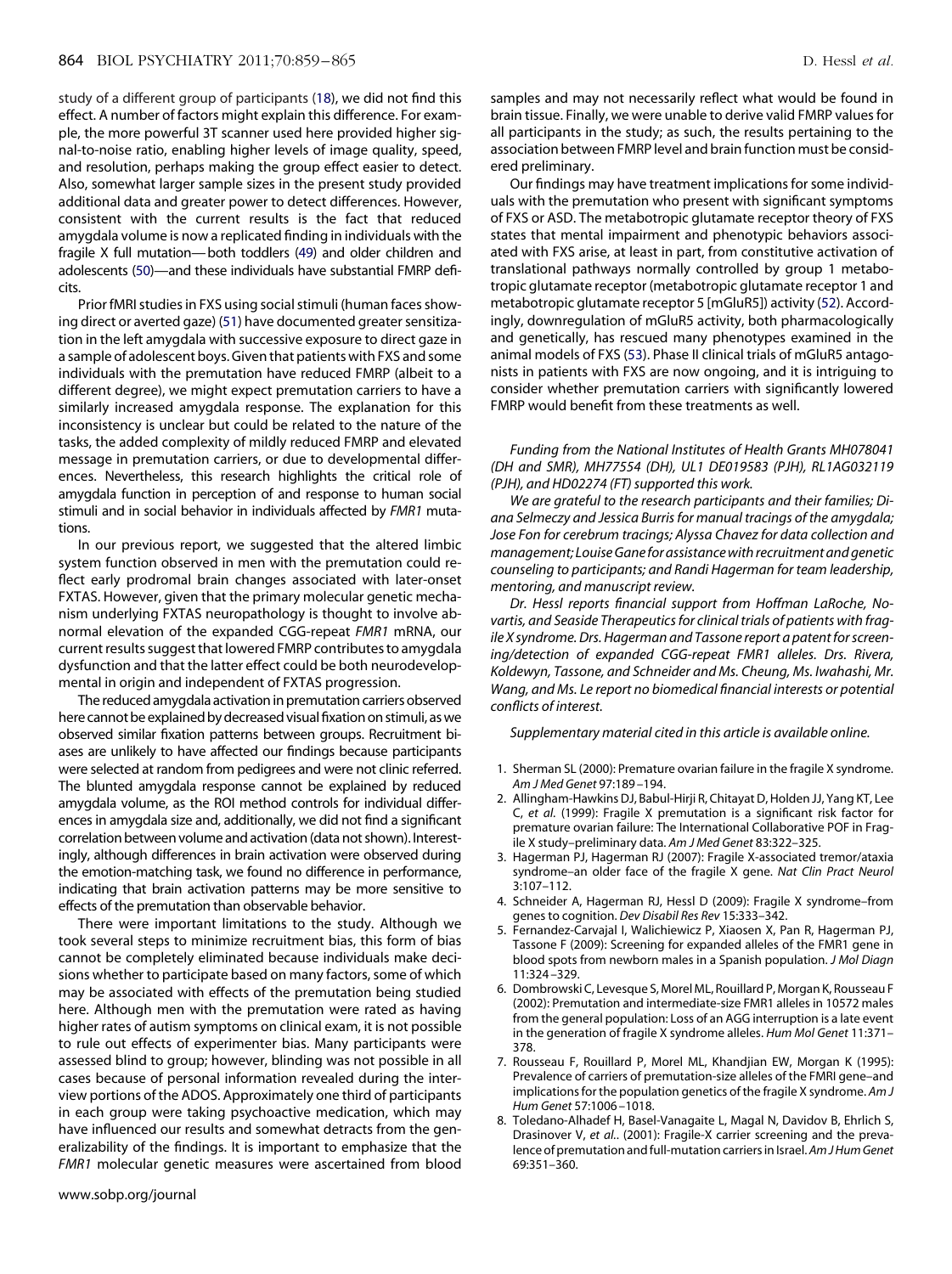study of a different group of participants (18), we did not find this effect. A number of factors might explain this difference. For example, the more powerful 3T scanner used here provided higher signal-to-noise ratio, enabling higher levels of image quality, speed, and resolution, perhaps making the group effect easier to detect. Also, somewhat larger sample sizes in the present study provided additional data and greater power to detect differences. However, consistent with the current results is the fact that reduced amygdala volume is now a replicated finding in individuals with the fragile X full mutation—both toddlers (49) and older children and adolescents (50)—and these individuals have substantial FMRP deficits.

Prior fMRI studies in FXS using social stimuli (human faces showing direct or averted gaze) (51) have documented greater sensitization in the left amygdala with successive exposure to direct gaze in a sample of adolescent boys. Given that patients with FXS and some individuals with the premutation have reduced FMRP (albeit to a different degree), we might expect premutation carriers to have a similarly increased amygdala response. The explanation for this inconsistency is unclear but could be related to the nature of the tasks, the added complexity of mildly reduced FMRP and elevated message in premutation carriers, or due to developmental differences. Nevertheless, this research highlights the critical role of amygdala function in perception of and response to human social stimuli and in social behavior in individuals affected by *FMR1* mutations.

In our previous report, we suggested that the altered limbic system function observed in men with the premutation could reflect early prodromal brain changes associated with later-onset FXTAS. However, given that the primary molecular genetic mechanism underlying FXTAS neuropathology is thought to involve abnormal elevation of the expanded CGG-repeat *FMR1* mRNA, our current results suggest that lowered FMRP contributes to amygdala dysfunction and that the latter effect could be both neurodevelopmental in origin and independent of FXTAS progression.

The reduced amygdala activation in premutation carriers observed here cannot be explained by decreased visual fixation on stimuli, as we observed similar fixation patterns between groups. Recruitment biases are unlikely to have affected our findings because participants were selected at random from pedigrees and were not clinic referred. The blunted amygdala response cannot be explained by reduced amygdala volume, as the ROI method controls for individual differences in amygdala size and, additionally, we did not find a significant correlation between volume and activation (data not shown). Interestingly, although differences in brain activation were observed during the emotion-matching task, we found no difference in performance, indicating that brain activation patterns may be more sensitive to effects of the premutation than observable behavior.

There were important limitations to the study. Although we took several steps to minimize recruitment bias, this form of bias cannot be completely eliminated because individuals make decisions whether to participate based on many factors, some of which may be associated with effects of the premutation being studied here. Although men with the premutation were rated as having higher rates of autism symptoms on clinical exam, it is not possible to rule out effects of experimenter bias. Many participants were assessed blind to group; however, blinding was not possible in all cases because of personal information revealed during the interview portions of the ADOS. Approximately one third of participants in each group were taking psychoactive medication, which may have influenced our results and somewhat detracts from the generalizability of the findings. It is important to emphasize that the *FMR1* molecular genetic measures were ascertained from blood samples and may not necessarily reflect what would be found in brain tissue. Finally, we were unable to derive valid FMRP values for all participants in the study; as such, the results pertaining to the association between FMRP level and brain function must be considered preliminary.

Our findings may have treatment implications for some individuals with the premutation who present with significant symptoms of FXS or ASD. The metabotropic glutamate receptor theory of FXS states that mental impairment and phenotypic behaviors associated with FXS arise, at least in part, from constitutive activation of translational pathways normally controlled by group 1 metabotropic glutamate receptor (metabotropic glutamate receptor 1 and metabotropic glutamate receptor 5 [mGluR5]) activity (52). Accordingly, downregulation of mGluR5 activity, both pharmacologically and genetically, has rescued many phenotypes examined in the animal models of FXS (53). Phase II clinical trials of mGluR5 antagonists in patients with FXS are now ongoing, and it is intriguing to consider whether premutation carriers with significantly lowered FMRP would benefit from these treatments as well.

*Funding from the National Institutes of Health Grants MH078041 (DH and SMR), MH77554 (DH), UL1 DE019583 (PJH), RL1AG032119 (PJH), and HD02274 (FT) supported this work.*

*We are grateful to the research participants and their families; Diana Selmeczy and Jessica Burris for manual tracings of the amygdala; Jose Fon for cerebrum tracings; Alyssa Chavez for data collection and management; Louise Gane for assistance with recruitment and genetic counseling to participants; and Randi Hagerman for team leadership, mentoring, and manuscript review.*

*Dr. Hessl reports financial support from Hoffman LaRoche, Novartis, and Seaside Therapeutics for clinical trials of patients with fragile X syndrome. Drs. Hagerman and Tassone report a patent for screening/detection of expanded CGG-repeat FMR1 alleles. Drs. Rivera, Koldewyn, Tassone, and Schneider and Ms. Cheung, Ms. Iwahashi, Mr. Wang, and Ms. Le report no biomedical financial interests or potential conflicts of interest.*

*Supplementary material cited in this article is available online.*

1. Sherman SL (2000): Premature ovarian failure in the fragile X syndrome. *Am J Med Genet* 97:189–194.
2. Allingham-Hawkins DJ, Babul-Hirji R, Chitayat D, Holden JJ, Yang KT, Lee C, *et al.* (1999): Fragile X premutation is a significant risk factor for premature ovarian failure: The International Collaborative POF in Fragile X study–preliminary data. *Am J Med Genet* 83:322–325.
3. Hagerman PJ, Hagerman RJ (2007): Fragile X-associated tremor/ataxia syndrome–an older face of the fragile X gene. *Nat Clin Pract Neurol* 3:107–112.
4. Schneider A, Hagerman RJ, Hessl D (2009): Fragile X syndrome–from genes to cognition. *Dev Disabil Res Rev* 15:333–342.
5. Fernandez-Carvajal I, Walichiewicz P, Xiaosen X, Pan R, Hagerman PJ, Tassone F (2009): Screening for expanded alleles of the FMR1 gene in blood spots from newborn males in a Spanish population. *J Mol Diagn* 11:324–329.
6. Dombrowski C, Levesque S, Morel ML, Rouillard P, Morgan K, Rousseau F (2002): Premutation and intermediate-size FMR1 alleles in 10572 males from the general population: Loss of an AGG interruption is a late event in the generation of fragile X syndrome alleles. *Hum Mol Genet* 11:371–378.
7. Rousseau F, Rouillard P, Morel ML, Khandjian EW, Morgan K (1995): Prevalence of carriers of premutation-size alleles of the FMRI gene–and implications for the population genetics of the fragile X syndrome. *Am J Hum Genet* 57:1006–1018.
8. Toledano-Alhadef H, Basel-Vanagaite L, Magal N, Davidov B, Ehrlich S, Drasinover V, *et al.*. (2001): Fragile-X carrier screening and the prevalence of premutation and full-mutation carriers in Israel. *Am J Hum Genet* 69:351–360.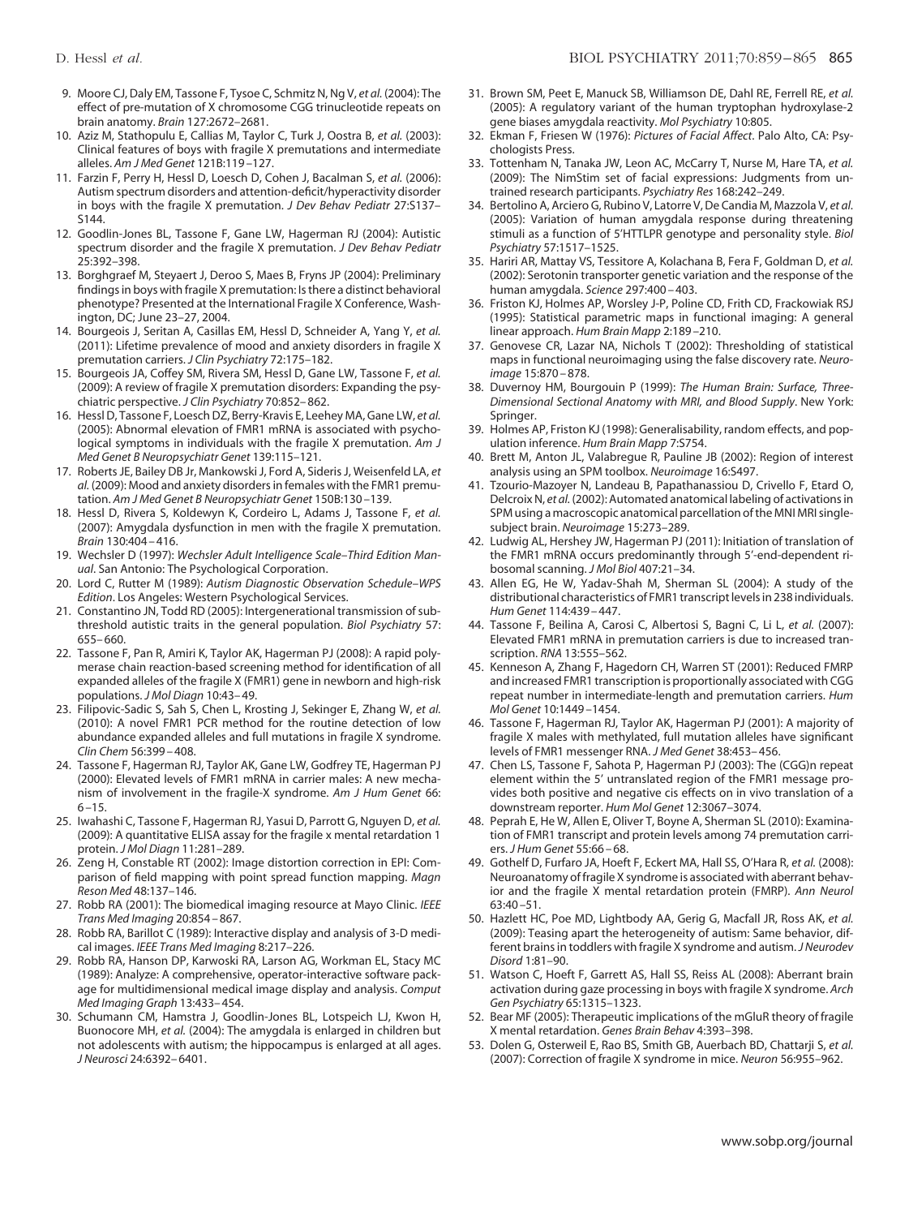9. Moore CJ, Daly EM, Tassone F, Tysoe C, Schmitz N, Ng V, *et al.* (2004): The effect of pre-mutation of X chromosome CGG trinucleotide repeats on brain anatomy. *Brain* 127:2672–2681.
10. Aziz M, Stathopulu E, Callias M, Taylor C, Turk J, Oostra B, *et al.* (2003): Clinical features of boys with fragile X premutations and intermediate alleles. *Am J Med Genet* 121B:119–127.
11. Farzin F, Perry H, Hessl D, Loesch D, Cohen J, Bacalman S, *et al.* (2006): Autism spectrum disorders and attention-deficit/hyperactivity disorder in boys with the fragile X premutation. *J Dev Behav Pediatr* 27:S137–S144.
12. Goodlin-Jones BL, Tassone F, Gane LW, Hagerman RJ (2004): Autistic spectrum disorder and the fragile X premutation. *J Dev Behav Pediatr* 25:392–398.
13. Borghgraef M, Steyaert J, Deroo S, Maes B, Fryns JP (2004): Preliminary findings in boys with fragile X premutation: Is there a distinct behavioral phenotype? Presented at the International Fragile X Conference, Washington, DC; June 23–27, 2004.
14. Bourgeois J, Seritan A, Casillas EM, Hessl D, Schneider A, Yang Y, *et al.* (2011): Lifetime prevalence of mood and anxiety disorders in fragile X premutation carriers. *J Clin Psychiatry* 72:175–182.
15. Bourgeois JA, Coffey SM, Rivera SM, Hessl D, Gane LW, Tassone F, *et al.* (2009): A review of fragile X premutation disorders: Expanding the psychiatric perspective. *J Clin Psychiatry* 70:852–862.
16. Hessl D, Tassone F, Loesch DZ, Berry-Kravis E, Leehey MA, Gane LW, *et al.* (2005): Abnormal elevation of FMR1 mRNA is associated with psychological symptoms in individuals with the fragile X premutation. *Am J Med Genet B Neuropsychiatr Genet* 139:115–121.
17. Roberts JE, Bailey DB Jr, Mankowski J, Ford A, Sideris J, Weisenfeld LA, *et al.* (2009): Mood and anxiety disorders in females with the FMR1 premutation. *Am J Med Genet B Neuropsychiatr Genet* 150B:130–139.
18. Hessl D, Rivera S, Koldewyn K, Cordeiro L, Adams J, Tassone F, *et al.* (2007): Amygdala dysfunction in men with the fragile X premutation. *Brain* 130:404–416.
19. Wechsler D (1997): *Wechsler Adult Intelligence Scale–Third Edition Manual*. San Antonio: The Psychological Corporation.
20. Lord C, Rutter M (1989): *Autism Diagnostic Observation Schedule–WPS Edition*. Los Angeles: Western Psychological Services.
21. Constantino JN, Todd RD (2005): Intergenerational transmission of subthreshold autistic traits in the general population. *Biol Psychiatry* 57: 655–660.
22. Tassone F, Pan R, Amiri K, Taylor AK, Hagerman PJ (2008): A rapid polymerase chain reaction-based screening method for identification of all expanded alleles of the fragile X (FMR1) gene in newborn and high-risk populations. *J Mol Diagn* 10:43–49.
23. Filipovic-Sadic S, Sah S, Chen L, Krosting J, Sekinger E, Zhang W, *et al.* (2010): A novel FMR1 PCR method for the routine detection of low abundance expanded alleles and full mutations in fragile X syndrome. *Clin Chem* 56:399–408.
24. Tassone F, Hagerman RJ, Taylor AK, Gane LW, Godfrey TE, Hagerman PJ (2000): Elevated levels of FMR1 mRNA in carrier males: A new mechanism of involvement in the fragile-X syndrome. *Am J Hum Genet* 66: 6–15.
25. Iwahashi C, Tassone F, Hagerman RJ, Yasui D, Parrott G, Nguyen D, *et al.* (2009): A quantitative ELISA assay for the fragile x mental retardation 1 protein. *J Mol Diagn* 11:281–289.
26. Zeng H, Constable RT (2002): Image distortion correction in EPI: Comparison of field mapping with point spread function mapping. *Magn Reson Med* 48:137–146.
27. Robb RA (2001): The biomedical imaging resource at Mayo Clinic. *IEEE Trans Med Imaging* 20:854–867.
28. Robb RA, Barillot C (1989): Interactive display and analysis of 3-D medical images. *IEEE Trans Med Imaging* 8:217–226.
29. Robb RA, Hanson DP, Karwoski RA, Larson AG, Workman EL, Stacy MC (1989): Analyze: A comprehensive, operator-interactive software package for multidimensional medical image display and analysis. *Comput Med Imaging Graph* 13:433–454.
30. Schumann CM, Hamstra J, Goodlin-Jones BL, Lotspeich LJ, Kwon H, Buonocore MH, *et al.* (2004): The amygdala is enlarged in children but not adolescents with autism; the hippocampus is enlarged at all ages. *J Neurosci* 24:6392–6401.
31. Brown SM, Peet E, Manuck SB, Williamson DE, Dahl RE, Ferrell RE, *et al.* (2005): A regulatory variant of the human tryptophan hydroxylase-2 gene biases amygdala reactivity. *Mol Psychiatry* 10:805.
32. Ekman F, Friesen W (1976): *Pictures of Facial Affect*. Palo Alto, CA: Psychologists Press.
33. Tottenham N, Tanaka JW, Leon AC, McCarry T, Nurse M, Hare TA, *et al.* (2009): The NimStim set of facial expressions: Judgments from untrained research participants. *Psychiatry Res* 168:242–249.
34. Bertolino A, Arciero G, Rubino V, Latorre V, De Candia M, Mazzola V, *et al.* (2005): Variation of human amygdala response during threatening stimuli as a function of 5'HTTLPR genotype and personality style. *Biol Psychiatry* 57:1517–1525.
35. Hariri AR, Mattay VS, Tessitore A, Kolachana B, Fera F, Goldman D, *et al.* (2002): Serotonin transporter genetic variation and the response of the human amygdala. *Science* 297:400–403.
36. Friston KJ, Holmes AP, Worsley J-P, Poline CD, Frith CD, Frackowiak RSJ (1995): Statistical parametric maps in functional imaging: A general linear approach. *Hum Brain Mapp* 2:189–210.
37. Genovese CR, Lazar NA, Nichols T (2002): Thresholding of statistical maps in functional neuroimaging using the false discovery rate. *Neuroimage* 15:870–878.
38. Duvernoy HM, Bourgouin P (1999): *The Human Brain: Surface, Three-Dimensional Sectional Anatomy with MRI, and Blood Supply*. New York: Springer.
39. Holmes AP, Friston KJ (1998): Generalisability, random effects, and population inference. *Hum Brain Mapp* 7:S754.
40. Brett M, Anton JL, Valabregue R, Pauline JB (2002): Region of interest analysis using an SPM toolbox. *Neuroimage* 16:S497.
41. Tzourio-Mazoyer N, Landeau B, Papathanassiou D, Crivello F, Etard O, Delcroix N, *et al.* (2002): Automated anatomical labeling of activations in SPM using a macroscopic anatomical parcellation of the MNI MRI single-subject brain. *Neuroimage* 15:273–289.
42. Ludwig AL, Hershey JW, Hagerman PJ (2011): Initiation of translation of the FMR1 mRNA occurs predominantly through 5'-end-dependent ribosomal scanning. *J Mol Biol* 407:21–34.
43. Allen EG, He W, Yadav-Shah M, Sherman SL (2004): A study of the distributional characteristics of FMR1 transcript levels in 238 individuals. *Hum Genet* 114:439–447.
44. Tassone F, Beilina A, Carosi C, Albertosi S, Bagni C, Li L, *et al.* (2007): Elevated FMR1 mRNA in premutation carriers is due to increased transcription. *RNA* 13:555–562.
45. Kenneson A, Zhang F, Hagedorn CH, Warren ST (2001): Reduced FMRP and increased FMR1 transcription is proportionally associated with CGG repeat number in intermediate-length and premutation carriers. *Hum Mol Genet* 10:1449–1454.
46. Tassone F, Hagerman RJ, Taylor AK, Hagerman PJ (2001): A majority of fragile X males with methylated, full mutation alleles have significant levels of FMR1 messenger RNA. *J Med Genet* 38:453–456.
47. Chen LS, Tassone F, Sahota P, Hagerman PJ (2003): The (CGG)n repeat element within the 5' untranslated region of the FMR1 message provides both positive and negative cis effects on in vivo translation of a downstream reporter. *Hum Mol Genet* 12:3067–3074.
48. Peprah E, He W, Allen E, Oliver T, Boyne A, Sherman SL (2010): Examination of FMR1 transcript and protein levels among 74 premutation carriers. *J Hum Genet* 55:66–68.
49. Gothelf D, Furfaro JA, Hoeft F, Eckert MA, Hall SS, O'Hara R, *et al.* (2008): Neuroanatomy of fragile X syndrome is associated with aberrant behavior and the fragile X mental retardation protein (FMRP). *Ann Neurol* 63:40–51.
50. Hazlett HC, Poe MD, Lightbody AA, Gerig G, Macfall JR, Ross AK, *et al.* (2009): Teasing apart the heterogeneity of autism: Same behavior, different brains in toddlers with fragile X syndrome and autism. *J Neurodev Disord* 1:81–90.
51. Watson C, Hoeft F, Garrett AS, Hall SS, Reiss AL (2008): Aberrant brain activation during gaze processing in boys with fragile X syndrome. *Arch Gen Psychiatry* 65:1315–1323.
52. Bear MF (2005): Therapeutic implications of the mGluR theory of fragile X mental retardation. *Genes Brain Behav* 4:393–398.
53. Dolen G, Osterweil E, Rao BS, Smith GB, Auerbach BD, Chattarji S, *et al.* (2007): Correction of fragile X syndrome in mice. *Neuron* 56:955–962.